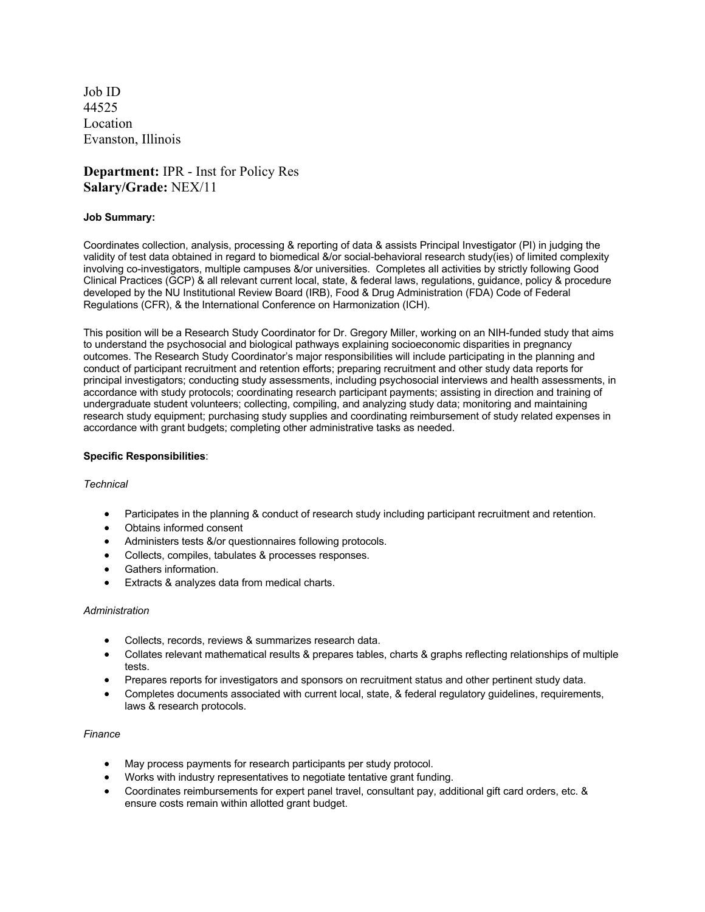Job ID
44525
Location
Evanston, Illinois

**Department:** IPR - Inst for Policy Res
**Salary/Grade:** NEX/11

**Job Summary:**

Coordinates collection, analysis, processing & reporting of data & assists Principal Investigator (PI) in judging the validity of test data obtained in regard to biomedical &/or social-behavioral research study(ies) of limited complexity involving co-investigators, multiple campuses &/or universities. Completes all activities by strictly following Good Clinical Practices (GCP) & all relevant current local, state, & federal laws, regulations, guidance, policy & procedure developed by the NU Institutional Review Board (IRB), Food & Drug Administration (FDA) Code of Federal Regulations (CFR), & the International Conference on Harmonization (ICH).

This position will be a Research Study Coordinator for Dr. Gregory Miller, working on an NIH-funded study that aims to understand the psychosocial and biological pathways explaining socioeconomic disparities in pregnancy outcomes. The Research Study Coordinator's major responsibilities will include participating in the planning and conduct of participant recruitment and retention efforts; preparing recruitment and other study data reports for principal investigators; conducting study assessments, including psychosocial interviews and health assessments, in accordance with study protocols; coordinating research participant payments; assisting in direction and training of undergraduate student volunteers; collecting, compiling, and analyzing study data; monitoring and maintaining research study equipment; purchasing study supplies and coordinating reimbursement of study related expenses in accordance with grant budgets; completing other administrative tasks as needed.

**Specific Responsibilities**:

*Technical*

- Participates in the planning & conduct of research study including participant recruitment and retention.
- Obtains informed consent
- Administers tests &/or questionnaires following protocols.
- Collects, compiles, tabulates & processes responses.
- Gathers information.
- Extracts & analyzes data from medical charts.

*Administration*

- Collects, records, reviews & summarizes research data.
- Collates relevant mathematical results & prepares tables, charts & graphs reflecting relationships of multiple tests.
- Prepares reports for investigators and sponsors on recruitment status and other pertinent study data.
- Completes documents associated with current local, state, & federal regulatory guidelines, requirements, laws & research protocols.

*Finance*

- May process payments for research participants per study protocol.
- Works with industry representatives to negotiate tentative grant funding.
- Coordinates reimbursements for expert panel travel, consultant pay, additional gift card orders, etc. & ensure costs remain within allotted grant budget.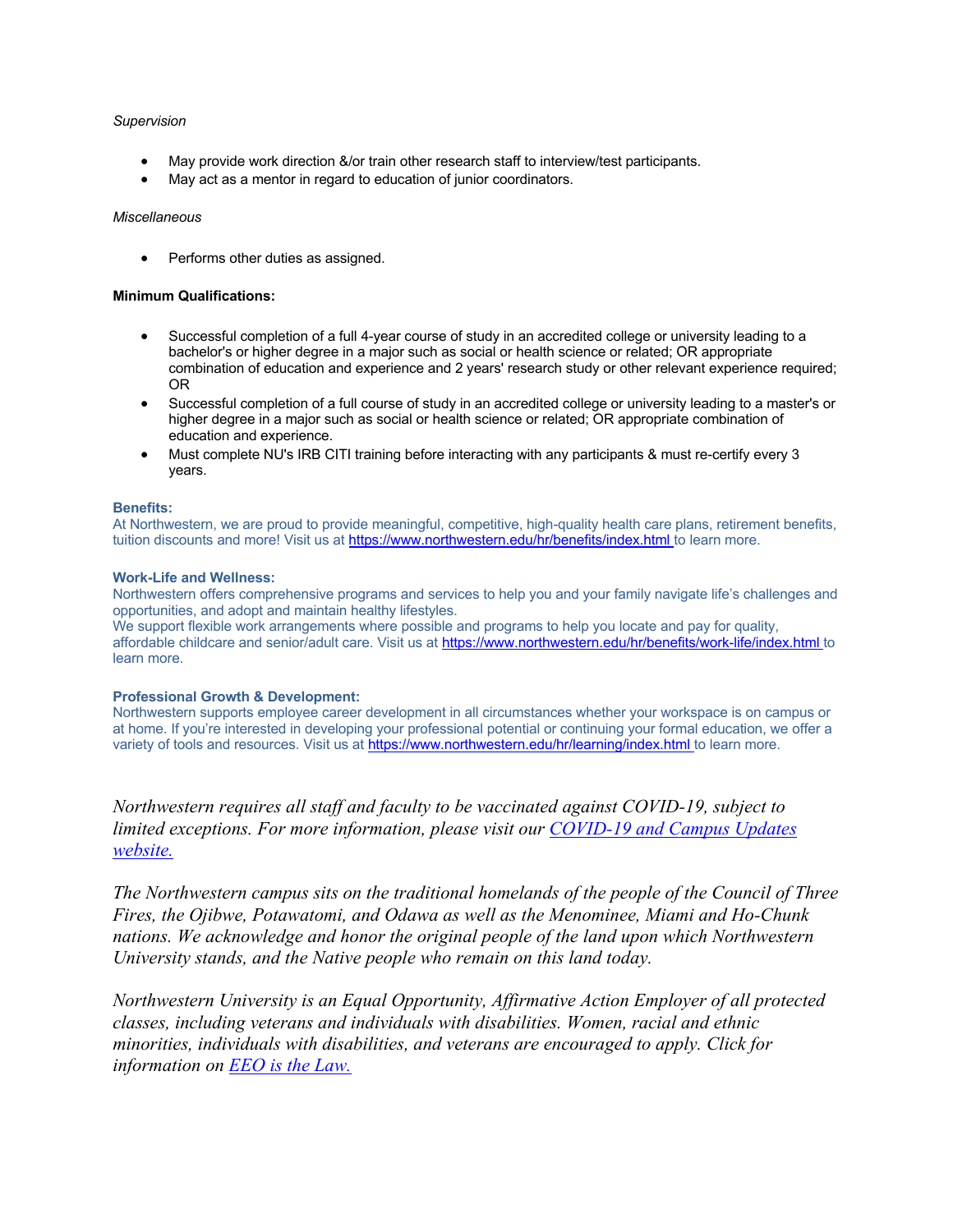*Supervision*

- May provide work direction &/or train other research staff to interview/test participants.
- May act as a mentor in regard to education of junior coordinators.

*Miscellaneous*

- Performs other duties as assigned.

**Minimum Qualifications:**

- Successful completion of a full 4-year course of study in an accredited college or university leading to a bachelor's or higher degree in a major such as social or health science or related; OR appropriate combination of education and experience and 2 years' research study or other relevant experience required; OR
- Successful completion of a full course of study in an accredited college or university leading to a master's or higher degree in a major such as social or health science or related; OR appropriate combination of education and experience.
- Must complete NU's IRB CITI training before interacting with any participants & must re-certify every 3 years.

**Benefits:**
At Northwestern, we are proud to provide meaningful, competitive, high-quality health care plans, retirement benefits, tuition discounts and more! Visit us at https://www.northwestern.edu/hr/benefits/index.html to learn more.

**Work-Life and Wellness:**
Northwestern offers comprehensive programs and services to help you and your family navigate life's challenges and opportunities, and adopt and maintain healthy lifestyles.
We support flexible work arrangements where possible and programs to help you locate and pay for quality, affordable childcare and senior/adult care. Visit us at https://www.northwestern.edu/hr/benefits/work-life/index.html to learn more.

**Professional Growth & Development:**
Northwestern supports employee career development in all circumstances whether your workspace is on campus or at home. If you're interested in developing your professional potential or continuing your formal education, we offer a variety of tools and resources. Visit us at https://www.northwestern.edu/hr/learning/index.html to learn more.

*Northwestern requires all staff and faculty to be vaccinated against COVID-19, subject to limited exceptions. For more information, please visit our [COVID-19 and Campus Updates website.]()*

*The Northwestern campus sits on the traditional homelands of the people of the Council of Three Fires, the Ojibwe, Potawatomi, and Odawa as well as the Menominee, Miami and Ho-Chunk nations. We acknowledge and honor the original people of the land upon which Northwestern University stands, and the Native people who remain on this land today.*

*Northwestern University is an Equal Opportunity, Affirmative Action Employer of all protected classes, including veterans and individuals with disabilities. Women, racial and ethnic minorities, individuals with disabilities, and veterans are encouraged to apply. Click for information on [EEO is the Law.]()*